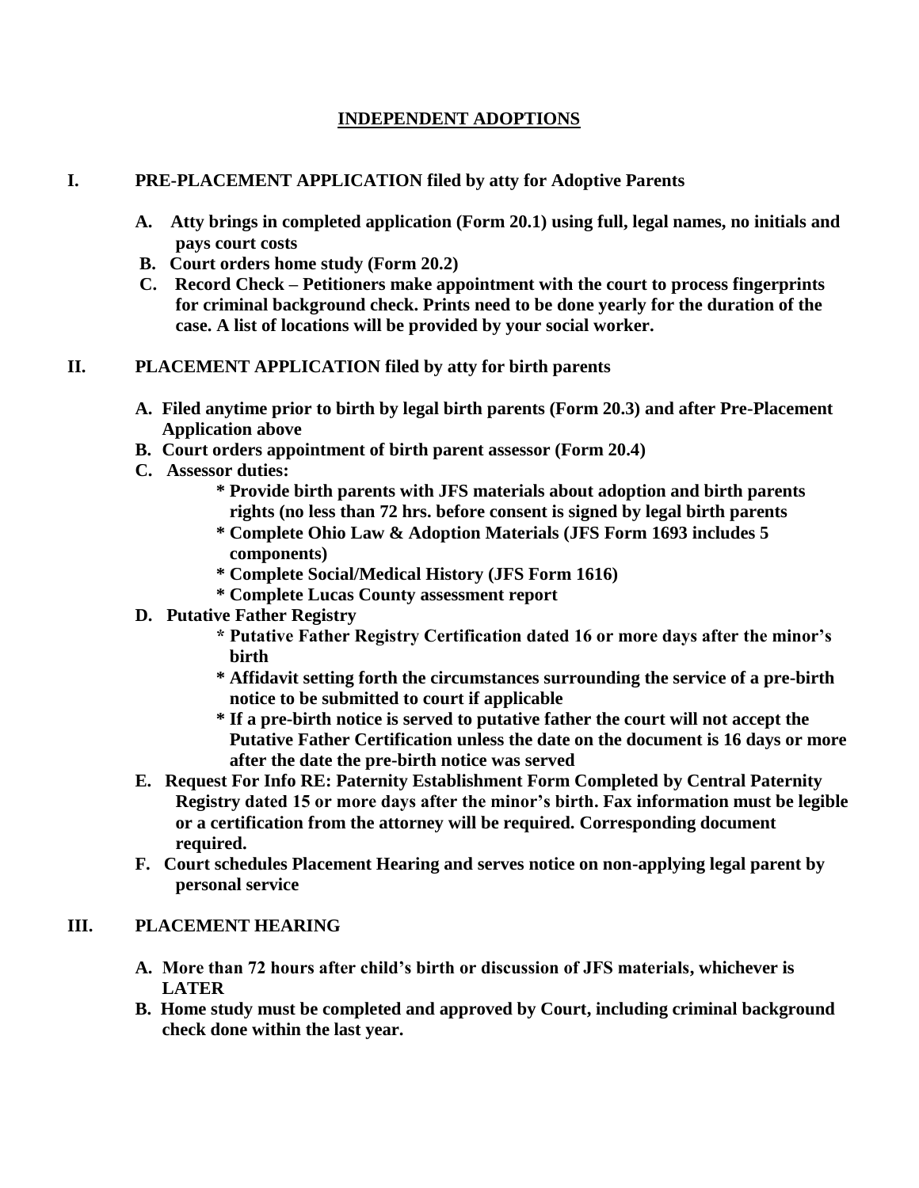# INDEPENDENT ADOPTIONS

## I. PRE-PLACEMENT APPLICATION filed by atty for Adoptive Parents

- **A. Atty brings in completed application (Form 20.1) using full, legal names, no initials and pays court costs**
- **B. Court orders home study (Form 20.2)**
- **C. Record Check – Petitioners make appointment with the court to process fingerprints for criminal background check. Prints need to be done yearly for the duration of the case. A list of locations will be provided by your social worker.**

## II. PLACEMENT APPLICATION filed by atty for birth parents

- **A. Filed anytime prior to birth by legal birth parents (Form 20.3) and after Pre-Placement Application above**
- **B. Court orders appointment of birth parent assessor (Form 20.4)**
- **C. Assessor duties:**
  - **\* Provide birth parents with JFS materials about adoption and birth parents rights (no less than 72 hrs. before consent is signed by legal birth parents**
  - **\* Complete Ohio Law & Adoption Materials (JFS Form 1693 includes 5 components)**
  - **\* Complete Social/Medical History (JFS Form 1616)**
  - **\* Complete Lucas County assessment report**
- **D. Putative Father Registry**
  - **\* Putative Father Registry Certification dated 16 or more days after the minor's birth**
  - **\* Affidavit setting forth the circumstances surrounding the service of a pre-birth notice to be submitted to court if applicable**
  - **\* If a pre-birth notice is served to putative father the court will not accept the Putative Father Certification unless the date on the document is 16 days or more after the date the pre-birth notice was served**
- **E. Request For Info RE: Paternity Establishment Form Completed by Central Paternity Registry dated 15 or more days after the minor's birth. Fax information must be legible or a certification from the attorney will be required. Corresponding document required.**
- **F. Court schedules Placement Hearing and serves notice on non-applying legal parent by personal service**

## III. PLACEMENT HEARING

- **A. More than 72 hours after child's birth or discussion of JFS materials, whichever is LATER**
- **B. Home study must be completed and approved by Court, including criminal background check done within the last year.**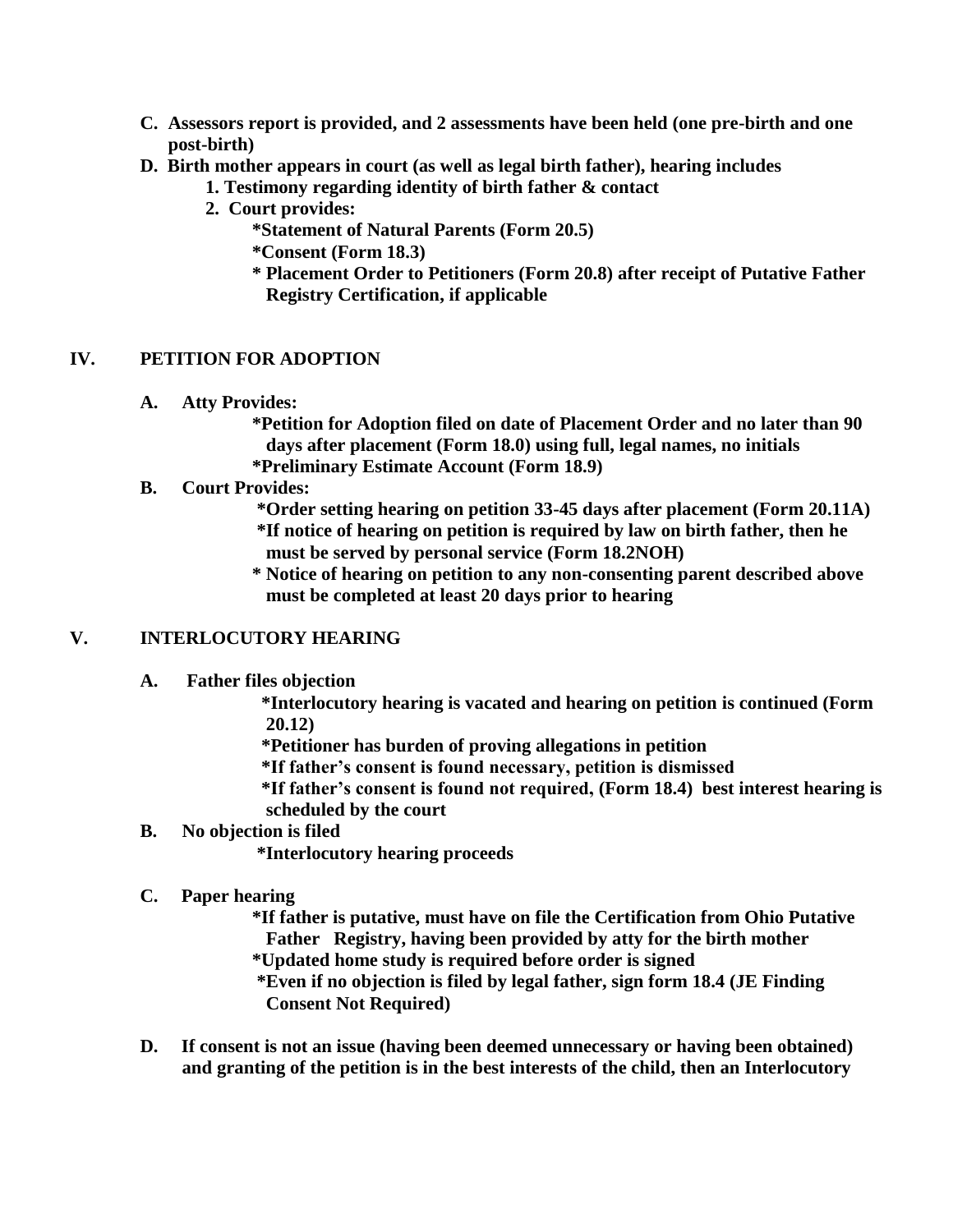**C. Assessors report is provided, and 2 assessments have been held (one pre-birth and one post-birth)**

**D. Birth mother appears in court (as well as legal birth father), hearing includes**

**1. Testimony regarding identity of birth father & contact**

**2. Court provides:**

**\*Statement of Natural Parents (Form 20.5)**

**\*Consent (Form 18.3)**

**\* Placement Order to Petitioners (Form 20.8) after receipt of Putative Father Registry Certification, if applicable**

## IV. PETITION FOR ADOPTION

**A. Atty Provides:**

**\*Petition for Adoption filed on date of Placement Order and no later than 90 days after placement (Form 18.0) using full, legal names, no initials**

**\*Preliminary Estimate Account (Form 18.9)**

**B. Court Provides:**

**\*Order setting hearing on petition 33-45 days after placement (Form 20.11A)**

**\*If notice of hearing on petition is required by law on birth father, then he must be served by personal service (Form 18.2NOH)**

**\* Notice of hearing on petition to any non-consenting parent described above must be completed at least 20 days prior to hearing**

## V. INTERLOCUTORY HEARING

**A. Father files objection**

**\*Interlocutory hearing is vacated and hearing on petition is continued (Form 20.12)**

**\*Petitioner has burden of proving allegations in petition**

**\*If father's consent is found necessary, petition is dismissed**

**\*If father's consent is found not required, (Form 18.4) best interest hearing is scheduled by the court**

**B. No objection is filed**

**\*Interlocutory hearing proceeds**

**C. Paper hearing**

**\*If father is putative, must have on file the Certification from Ohio Putative Father Registry, having been provided by atty for the birth mother**

**\*Updated home study is required before order is signed**

**\*Even if no objection is filed by legal father, sign form 18.4 (JE Finding Consent Not Required)**

**D. If consent is not an issue (having been deemed unnecessary or having been obtained) and granting of the petition is in the best interests of the child, then an Interlocutory**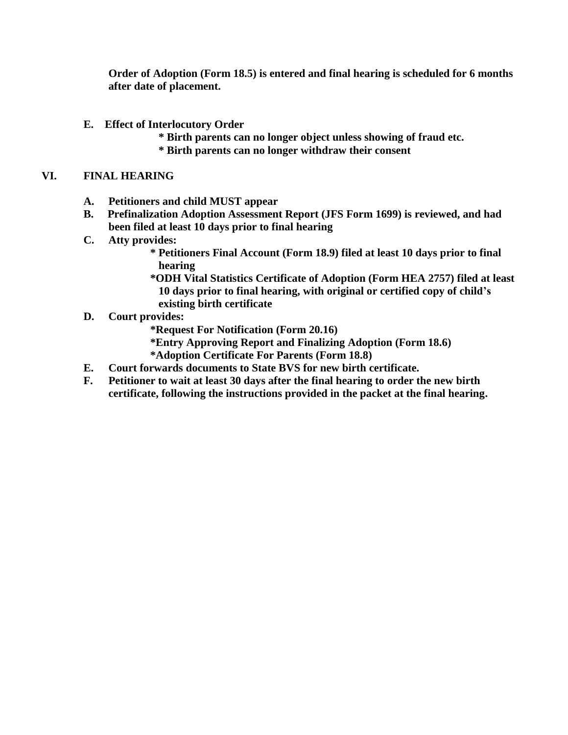**Order of Adoption (Form 18.5) is entered and final hearing is scheduled for 6 months after date of placement.**

**E. Effect of Interlocutory Order**

- **Birth parents can no longer object unless showing of fraud etc.**
- **Birth parents can no longer withdraw their consent**

## VI. FINAL HEARING

**A. Petitioners and child MUST appear**

**B. Prefinalization Adoption Assessment Report (JFS Form 1699) is reviewed, and had been filed at least 10 days prior to final hearing**

**C. Atty provides:**

- **Petitioners Final Account (Form 18.9) filed at least 10 days prior to final hearing**
- **ODH Vital Statistics Certificate of Adoption (Form HEA 2757) filed at least 10 days prior to final hearing, with original or certified copy of child's existing birth certificate**

**D. Court provides:**

- **Request For Notification (Form 20.16)**
- **Entry Approving Report and Finalizing Adoption (Form 18.6)**
- **Adoption Certificate For Parents (Form 18.8)**

**E. Court forwards documents to State BVS for new birth certificate.**

**F. Petitioner to wait at least 30 days after the final hearing to order the new birth certificate, following the instructions provided in the packet at the final hearing.**